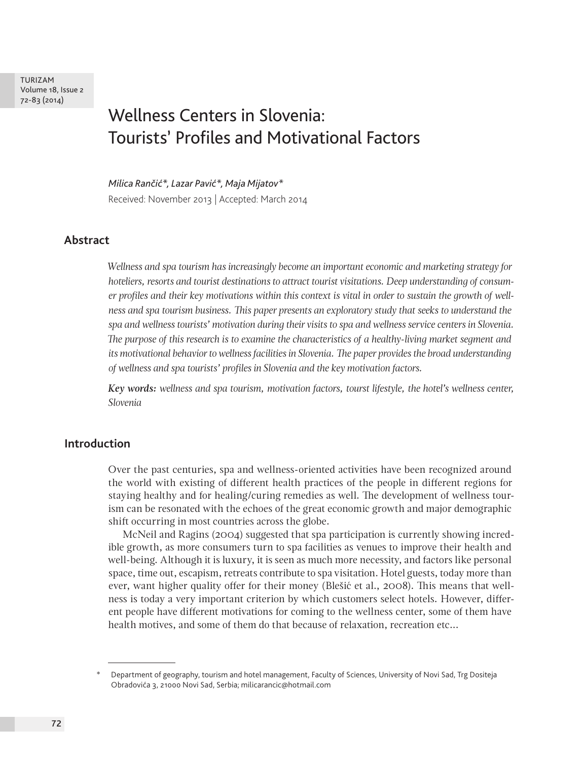# Wellness Centers in Slovenia: Tourists' Profiles and Motivational Factors

*Milica Rančić\*, Lazar Pavić\*, Maja Mijatov\**

Received: November 2013 | Accepted: March 2014

## Abstract

*Wellness and spa tourism has increasingly become an important economic and marketing strategy for hoteliers, resorts and tourist destinations to attract tourist visitations. Deep understanding of consumer profiles and their key motivations within this context is vital in order to sustain the growth of wellness and spa tourism business. This paper presents an exploratory study that seeks to understand the spa and wellness tourists' motivation during their visits to spa and wellness service centers in Slovenia. The purpose of this research is to examine the characteristics of a healthy-living market segment and its motivational behavior to wellness facilities in Slovenia. The paper provides the broad understanding of wellness and spa tourists' profiles in Slovenia and the key motivation factors.*

***Key words:*** *wellness and spa tourism, motivation factors, tourst lifestyle, the hotel's wellness center, Slovenia*

## Introduction

Over the past centuries, spa and wellness-oriented activities have been recognized around the world with existing of different health practices of the people in different regions for staying healthy and for healing/curing remedies as well. The development of wellness tourism can be resonated with the echoes of the great economic growth and major demographic shift occurring in most countries across the globe.

McNeil and Ragins (2004) suggested that spa participation is currently showing incredible growth, as more consumers turn to spa facilities as venues to improve their health and well-being. Although it is luxury, it is seen as much more necessity, and factors like personal space, time out, escapism, retreats contribute to spa visitation. Hotel guests, today more than ever, want higher quality offer for their money (Blešić et al., 2008). This means that wellness is today a very important criterion by which customers select hotels. However, different people have different motivations for coming to the wellness center, some of them have health motives, and some of them do that because of relaxation, recreation etc...

\* Department of geography, tourism and hotel management, Faculty of Sciences, University of Novi Sad, Trg Dositeja Obradovića 3, 21000 Novi Sad, Serbia; milicarancic@hotmail.com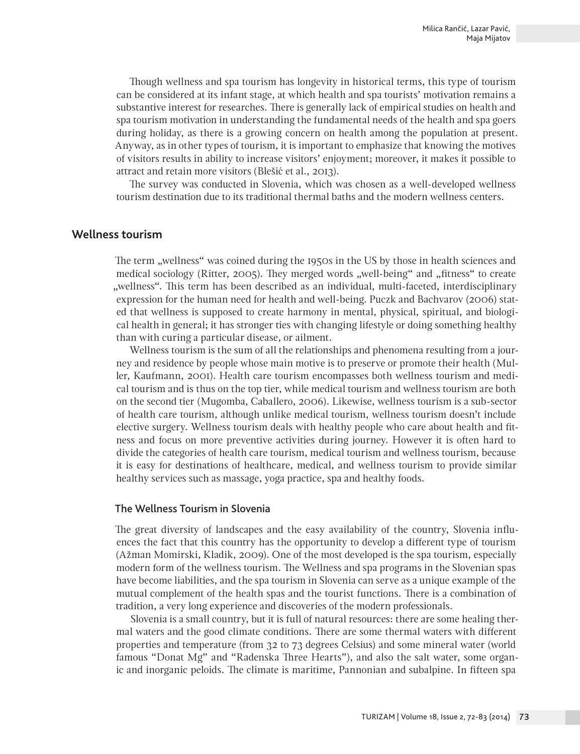Though wellness and spa tourism has longevity in historical terms, this type of tourism can be considered at its infant stage, at which health and spa tourists' motivation remains a substantive interest for researches. There is generally lack of empirical studies on health and spa tourism motivation in understanding the fundamental needs of the health and spa goers during holiday, as there is a growing concern on health among the population at present. Anyway, as in other types of tourism, it is important to emphasize that knowing the motives of visitors results in ability to increase visitors' enjoyment; moreover, it makes it possible to attract and retain more visitors (Blešić et al., 2013).

The survey was conducted in Slovenia, which was chosen as a well-developed wellness tourism destination due to its traditional thermal baths and the modern wellness centers.

## Wellness tourism

The term „wellness" was coined during the 1950s in the US by those in health sciences and medical sociology (Ritter, 2005). They merged words „well-being" and „fitness" to create „wellness". This term has been described as an individual, multi-faceted, interdisciplinary expression for the human need for health and well-being. Puczk and Bachvarov (2006) stated that wellness is supposed to create harmony in mental, physical, spiritual, and biological health in general; it has stronger ties with changing lifestyle or doing something healthy than with curing a particular disease, or ailment.

Wellness tourism is the sum of all the relationships and phenomena resulting from a journey and residence by people whose main motive is to preserve or promote their health (Muller, Kaufmann, 2001). Health care tourism encompasses both wellness tourism and medical tourism and is thus on the top tier, while medical tourism and wellness tourism are both on the second tier (Mugomba, Caballero, 2006). Likewise, wellness tourism is a sub-sector of health care tourism, although unlike medical tourism, wellness tourism doesn't include elective surgery. Wellness tourism deals with healthy people who care about health and fitness and focus on more preventive activities during journey. However it is often hard to divide the categories of health care tourism, medical tourism and wellness tourism, because it is easy for destinations of healthcare, medical, and wellness tourism to provide similar healthy services such as massage, yoga practice, spa and healthy foods.

### The Wellness Tourism in Slovenia

The great diversity of landscapes and the easy availability of the country, Slovenia influences the fact that this country has the opportunity to develop a different type of tourism (Ažman Momirski, Kladik, 2009). One of the most developed is the spa tourism, especially modern form of the wellness tourism. The Wellness and spa programs in the Slovenian spas have become liabilities, and the spa tourism in Slovenia can serve as a unique example of the mutual complement of the health spas and the tourist functions. There is a combination of tradition, a very long experience and discoveries of the modern professionals.

Slovenia is a small country, but it is full of natural resources: there are some healing thermal waters and the good climate conditions. There are some thermal waters with different properties and temperature (from 32 to 73 degrees Celsius) and some mineral water (world famous "Donat Mg" and "Radenska Three Hearts"), and also the salt water, some organic and inorganic peloids. The climate is maritime, Pannonian and subalpine. In fifteen spa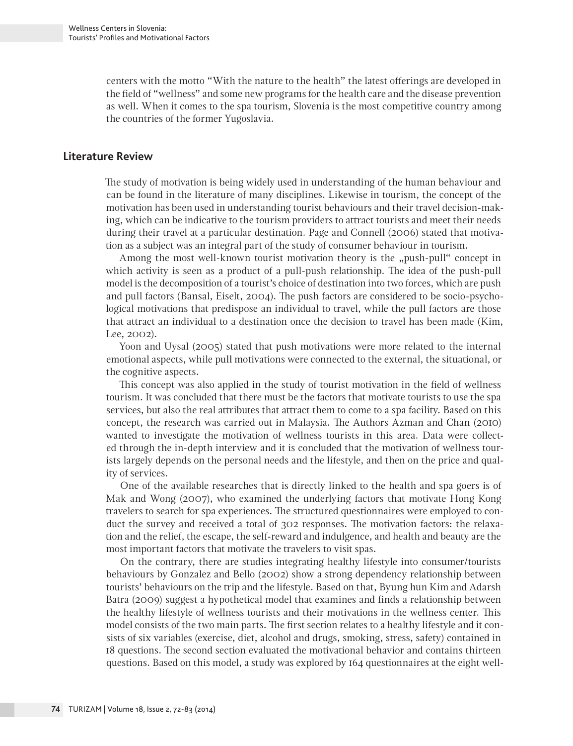centers with the motto "With the nature to the health" the latest offerings are developed in the field of "wellness" and some new programs for the health care and the disease prevention as well. When it comes to the spa tourism, Slovenia is the most competitive country among the countries of the former Yugoslavia.

## Literature Review

The study of motivation is being widely used in understanding of the human behaviour and can be found in the literature of many disciplines. Likewise in tourism, the concept of the motivation has been used in understanding tourist behaviours and their travel decision-making, which can be indicative to the tourism providers to attract tourists and meet their needs during their travel at a particular destination. Page and Connell (2006) stated that motivation as a subject was an integral part of the study of consumer behaviour in tourism.

Among the most well-known tourist motivation theory is the „push-pull" concept in which activity is seen as a product of a pull-push relationship. The idea of the push-pull model is the decomposition of a tourist's choice of destination into two forces, which are push and pull factors (Bansal, Eiselt, 2004). The push factors are considered to be socio-psychological motivations that predispose an individual to travel, while the pull factors are those that attract an individual to a destination once the decision to travel has been made (Kim, Lee, 2002).

Yoon and Uysal (2005) stated that push motivations were more related to the internal emotional aspects, while pull motivations were connected to the external, the situational, or the cognitive aspects.

This concept was also applied in the study of tourist motivation in the field of wellness tourism. It was concluded that there must be the factors that motivate tourists to use the spa services, but also the real attributes that attract them to come to a spa facility. Based on this concept, the research was carried out in Malaysia. The Authors Azman and Chan (2010) wanted to investigate the motivation of wellness tourists in this area. Data were collected through the in-depth interview and it is concluded that the motivation of wellness tourists largely depends on the personal needs and the lifestyle, and then on the price and quality of services.

One of the available researches that is directly linked to the health and spa goers is of Mak and Wong (2007), who examined the underlying factors that motivate Hong Kong travelers to search for spa experiences. The structured questionnaires were employed to conduct the survey and received a total of 302 responses. The motivation factors: the relaxation and the relief, the escape, the self-reward and indulgence, and health and beauty are the most important factors that motivate the travelers to visit spas.

On the contrary, there are studies integrating healthy lifestyle into consumer/tourists behaviours by Gonzalez and Bello (2002) show a strong dependency relationship between tourists' behaviours on the trip and the lifestyle. Based on that, Byung hun Kim and Adarsh Batra (2009) suggest a hypothetical model that examines and finds a relationship between the healthy lifestyle of wellness tourists and their motivations in the wellness center. This model consists of the two main parts. The first section relates to a healthy lifestyle and it consists of six variables (exercise, diet, alcohol and drugs, smoking, stress, safety) contained in 18 questions. The second section evaluated the motivational behavior and contains thirteen questions. Based on this model, a study was explored by 164 questionnaires at the eight well-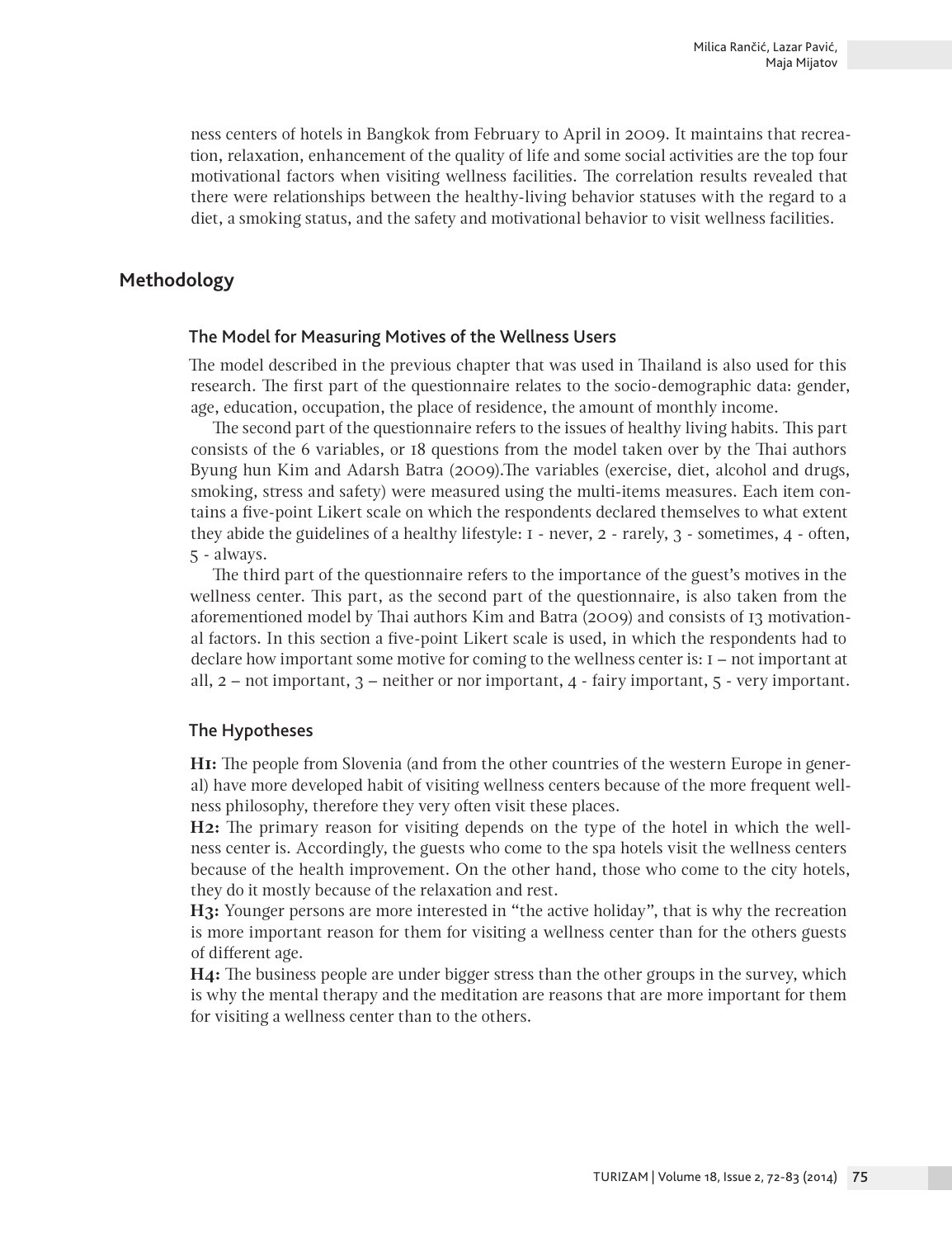ness centers of hotels in Bangkok from February to April in 2009. It maintains that recreation, relaxation, enhancement of the quality of life and some social activities are the top four motivational factors when visiting wellness facilities. The correlation results revealed that there were relationships between the healthy-living behavior statuses with the regard to a diet, a smoking status, and the safety and motivational behavior to visit wellness facilities.

## Methodology

### The Model for Measuring Motives of the Wellness Users

The model described in the previous chapter that was used in Thailand is also used for this research. The first part of the questionnaire relates to the socio-demographic data: gender, age, education, occupation, the place of residence, the amount of monthly income.

The second part of the questionnaire refers to the issues of healthy living habits. This part consists of the 6 variables, or 18 questions from the model taken over by the Thai authors Byung hun Kim and Adarsh Batra (2009).The variables (exercise, diet, alcohol and drugs, smoking, stress and safety) were measured using the multi-items measures. Each item contains a five-point Likert scale on which the respondents declared themselves to what extent they abide the guidelines of a healthy lifestyle: 1 - never, 2 - rarely, 3 - sometimes, 4 - often, 5 - always.

The third part of the questionnaire refers to the importance of the guest's motives in the wellness center. This part, as the second part of the questionnaire, is also taken from the aforementioned model by Thai authors Kim and Batra (2009) and consists of 13 motivational factors. In this section a five-point Likert scale is used, in which the respondents had to declare how important some motive for coming to the wellness center is: 1 – not important at all, 2 – not important, 3 – neither or nor important, 4 - fairy important, 5 - very important.

### The Hypotheses

**H1:** The people from Slovenia (and from the other countries of the western Europe in general) have more developed habit of visiting wellness centers because of the more frequent wellness philosophy, therefore they very often visit these places.
**H2:** The primary reason for visiting depends on the type of the hotel in which the wellness center is. Accordingly, the guests who come to the spa hotels visit the wellness centers because of the health improvement. On the other hand, those who come to the city hotels, they do it mostly because of the relaxation and rest.
**H3:** Younger persons are more interested in "the active holiday", that is why the recreation is more important reason for them for visiting a wellness center than for the others guests of different age.
**H4:** The business people are under bigger stress than the other groups in the survey, which is why the mental therapy and the meditation are reasons that are more important for them for visiting a wellness center than to the others.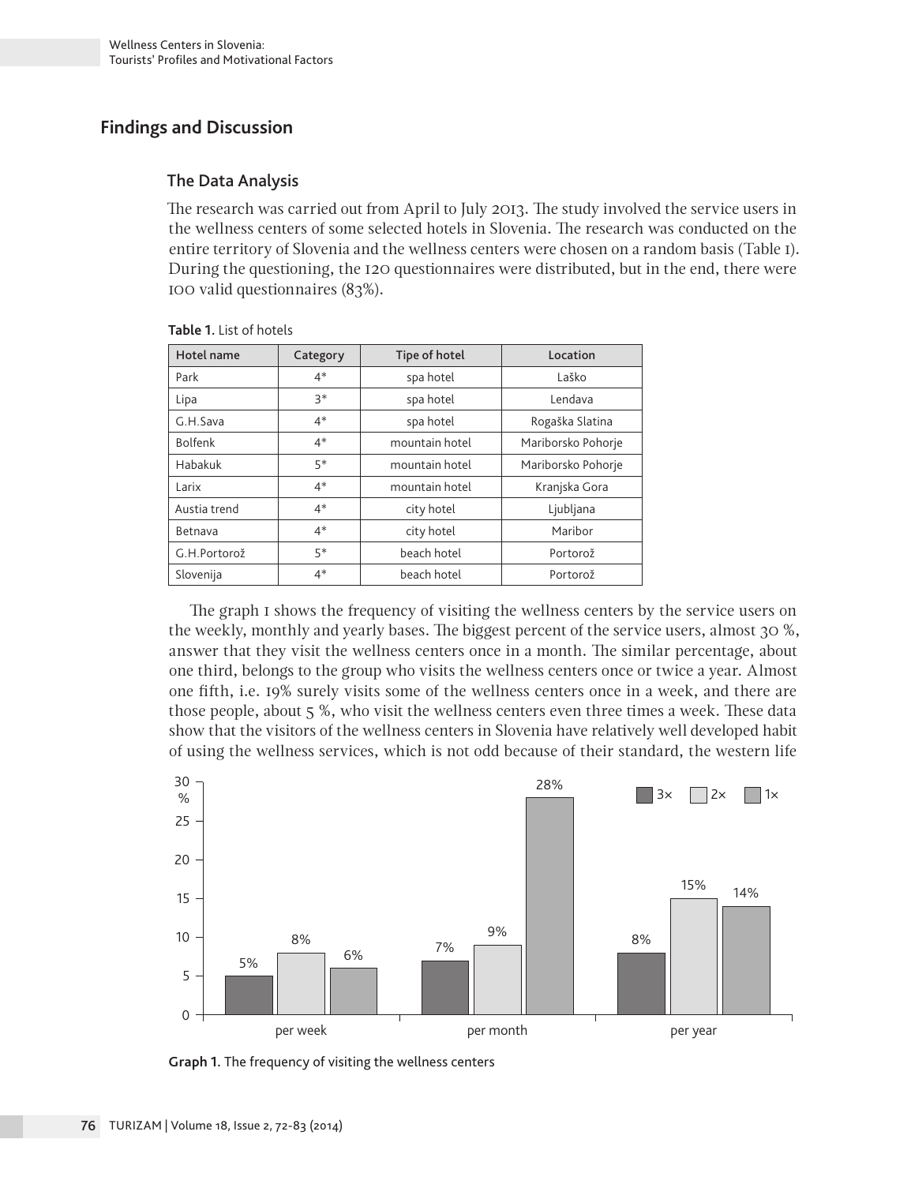## Findings and Discussion

### The Data Analysis

The research was carried out from April to July 2013. The study involved the service users in the wellness centers of some selected hotels in Slovenia. The research was conducted on the entire territory of Slovenia and the wellness centers were chosen on a random basis (Table 1). During the questioning, the 120 questionnaires were distributed, but in the end, there were 100 valid questionnaires (83%).

**Table 1.** List of hotels

| Hotel name | Category | Tipe of hotel | Location |
|---|---|---|---|
| Park | 4* | spa hotel | Laško |
| Lipa | 3* | spa hotel | Lendava |
| G.H.Sava | 4* | spa hotel | Rogaška Slatina |
| Bolfenk | 4* | mountain hotel | Mariborsko Pohorje |
| Habakuk | 5* | mountain hotel | Mariborsko Pohorje |
| Larix | 4* | mountain hotel | Kranjska Gora |
| Austia trend | 4* | city hotel | Ljubljana |
| Betnava | 4* | city hotel | Maribor |
| G.H.Portorož | 5* | beach hotel | Portorož |
| Slovenija | 4* | beach hotel | Portorož |

The graph 1 shows the frequency of visiting the wellness centers by the service users on the weekly, monthly and yearly bases. The biggest percent of the service users, almost 30 %, answer that they visit the wellness centers once in a month. The similar percentage, about one third, belongs to the group who visits the wellness centers once or twice a year. Almost one fifth, i.e. 19% surely visits some of the wellness centers once in a week, and there are those people, about 5 %, who visit the wellness centers even three times a week. These data show that the visitors of the wellness centers in Slovenia have relatively well developed habit of using the wellness services, which is not odd because of their standard, the western life

| | 3× | 2× | 1× |
|---|---|---|---|
| per week | 5% | 8% | 6% |
| per month | 7% | 9% | 28% |
| per year | 8% | 15% | 14% |

**Graph 1.** The frequency of visiting the wellness centers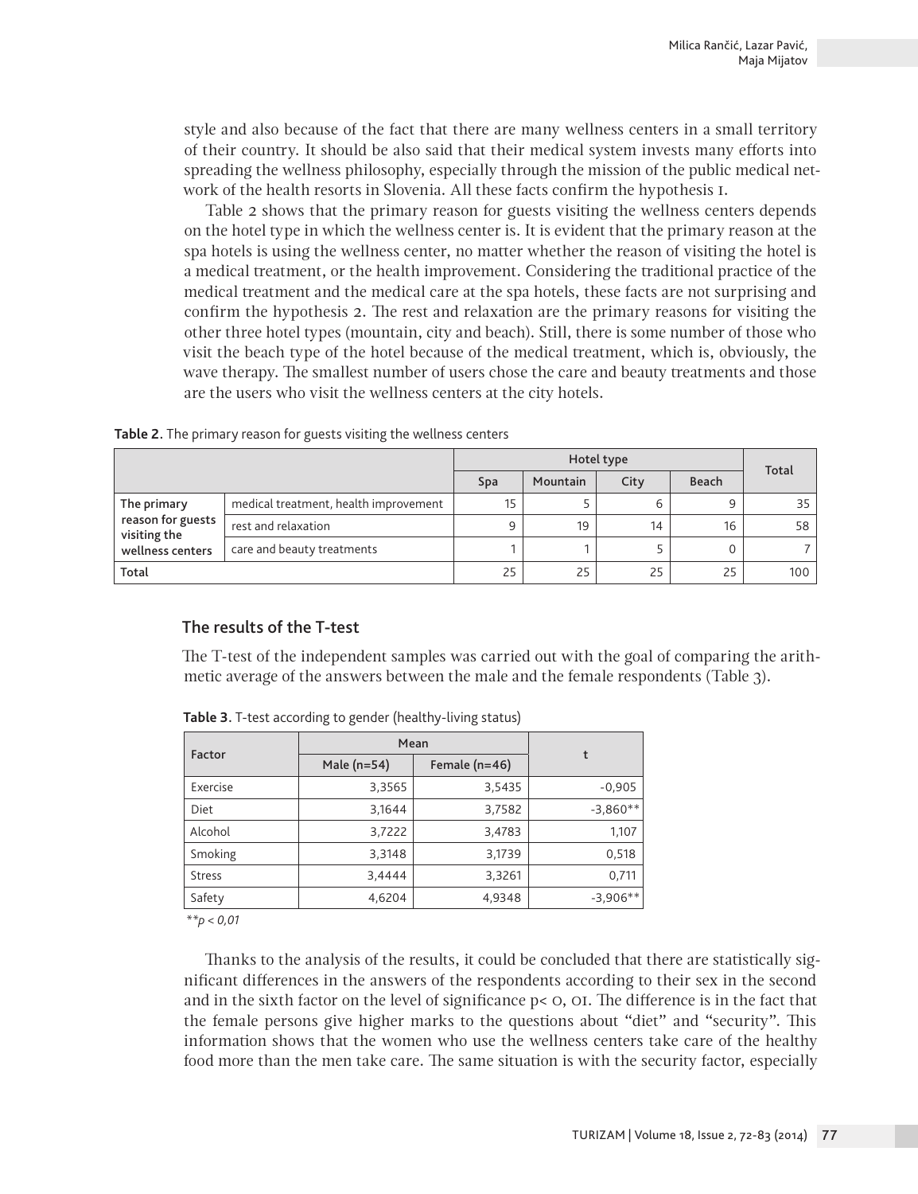style and also because of the fact that there are many wellness centers in a small territory of their country. It should be also said that their medical system invests many efforts into spreading the wellness philosophy, especially through the mission of the public medical network of the health resorts in Slovenia. All these facts confirm the hypothesis 1.

Table 2 shows that the primary reason for guests visiting the wellness centers depends on the hotel type in which the wellness center is. It is evident that the primary reason at the spa hotels is using the wellness center, no matter whether the reason of visiting the hotel is a medical treatment, or the health improvement. Considering the traditional practice of the medical treatment and the medical care at the spa hotels, these facts are not surprising and confirm the hypothesis 2. The rest and relaxation are the primary reasons for visiting the other three hotel types (mountain, city and beach). Still, there is some number of those who visit the beach type of the hotel because of the medical treatment, which is, obviously, the wave therapy. The smallest number of users chose the care and beauty treatments and those are the users who visit the wellness centers at the city hotels.

**Table 2**. The primary reason for guests visiting the wellness centers

| | | Hotel type | | | | Total |
|---|---|---|---|---|---|---|
| | | Spa | Mountain | City | Beach | |
| The primary reason for guests visiting the wellness centers | medical treatment, health improvement | 15 | 5 | 6 | 9 | 35 |
| | rest and relaxation | 9 | 19 | 14 | 16 | 58 |
| | care and beauty treatments | 1 | 1 | 5 | 0 | 7 |
| Total | | 25 | 25 | 25 | 25 | 100 |

## The results of the T-test

The T-test of the independent samples was carried out with the goal of comparing the arithmetic average of the answers between the male and the female respondents (Table 3).

**Table 3**. T-test according to gender (healthy-living status)

| Factor | Mean | | t |
|---|---|---|---|
| | Male (n=54) | Female (n=46) | |
| Exercise | 3,3565 | 3,5435 | -0,905 |
| Diet | 3,1644 | 3,7582 | -3,860** |
| Alcohol | 3,7222 | 3,4783 | 1,107 |
| Smoking | 3,3148 | 3,1739 | 0,518 |
| Stress | 3,4444 | 3,3261 | 0,711 |
| Safety | 4,6204 | 4,9348 | -3,906** |

*\*\*p < 0,01*

Thanks to the analysis of the results, it could be concluded that there are statistically significant differences in the answers of the respondents according to their sex in the second and in the sixth factor on the level of significance p< 0, 01. The difference is in the fact that the female persons give higher marks to the questions about "diet" and "security". This information shows that the women who use the wellness centers take care of the healthy food more than the men take care. The same situation is with the security factor, especially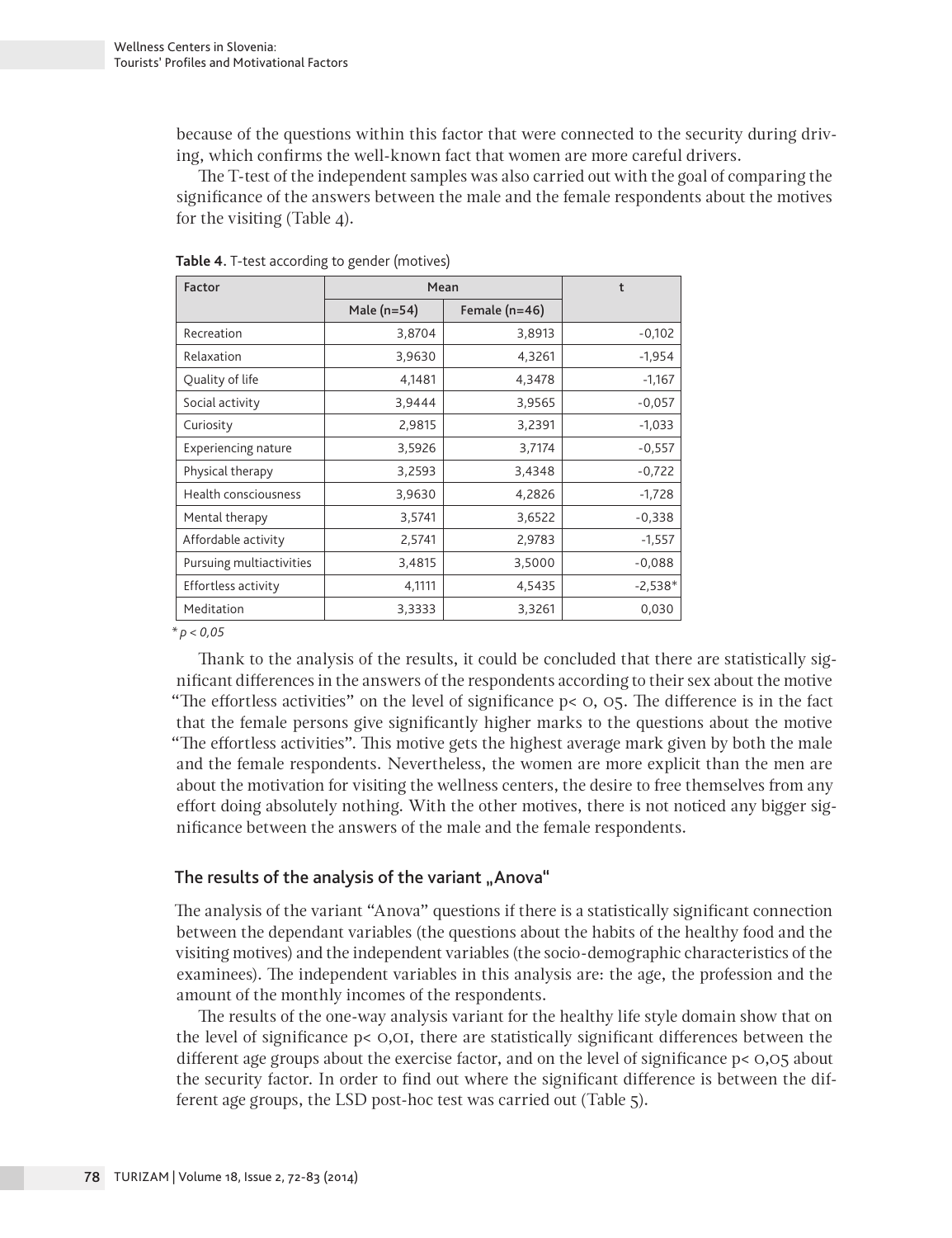because of the questions within this factor that were connected to the security during driving, which confirms the well-known fact that women are more careful drivers.

The T-test of the independent samples was also carried out with the goal of comparing the significance of the answers between the male and the female respondents about the motives for the visiting (Table 4).

**Table 4**. T-test according to gender (motives)

| Factor | Mean | | t |
|---|---|---|---|
| | Male (n=54) | Female (n=46) | |
| Recreation | 3,8704 | 3,8913 | -0,102 |
| Relaxation | 3,9630 | 4,3261 | -1,954 |
| Quality of life | 4,1481 | 4,3478 | -1,167 |
| Social activity | 3,9444 | 3,9565 | -0,057 |
| Curiosity | 2,9815 | 3,2391 | -1,033 |
| Experiencing nature | 3,5926 | 3,7174 | -0,557 |
| Physical therapy | 3,2593 | 3,4348 | -0,722 |
| Health consciousness | 3,9630 | 4,2826 | -1,728 |
| Mental therapy | 3,5741 | 3,6522 | -0,338 |
| Affordable activity | 2,5741 | 2,9783 | -1,557 |
| Pursuing multiactivities | 3,4815 | 3,5000 | -0,088 |
| Effortless activity | 4,1111 | 4,5435 | -2,538* |
| Meditation | 3,3333 | 3,3261 | 0,030 |

*\* $p < 0,05$*

Thank to the analysis of the results, it could be concluded that there are statistically significant differences in the answers of the respondents according to their sex about the motive "The effortless activities" on the level of significance $p < 0,05$. The difference is in the fact that the female persons give significantly higher marks to the questions about the motive "The effortless activities". This motive gets the highest average mark given by both the male and the female respondents. Nevertheless, the women are more explicit than the men are about the motivation for visiting the wellness centers, the desire to free themselves from any effort doing absolutely nothing. With the other motives, there is not noticed any bigger significance between the answers of the male and the female respondents.

## The results of the analysis of the variant „Anova"

The analysis of the variant "Anova" questions if there is a statistically significant connection between the dependant variables (the questions about the habits of the healthy food and the visiting motives) and the independent variables (the socio-demographic characteristics of the examinees). The independent variables in this analysis are: the age, the profession and the amount of the monthly incomes of the respondents.

The results of the one-way analysis variant for the healthy life style domain show that on the level of significance $p < 0,01$, there are statistically significant differences between the different age groups about the exercise factor, and on the level of significance $p < 0,05$ about the security factor. In order to find out where the significant difference is between the different age groups, the LSD post-hoc test was carried out (Table 5).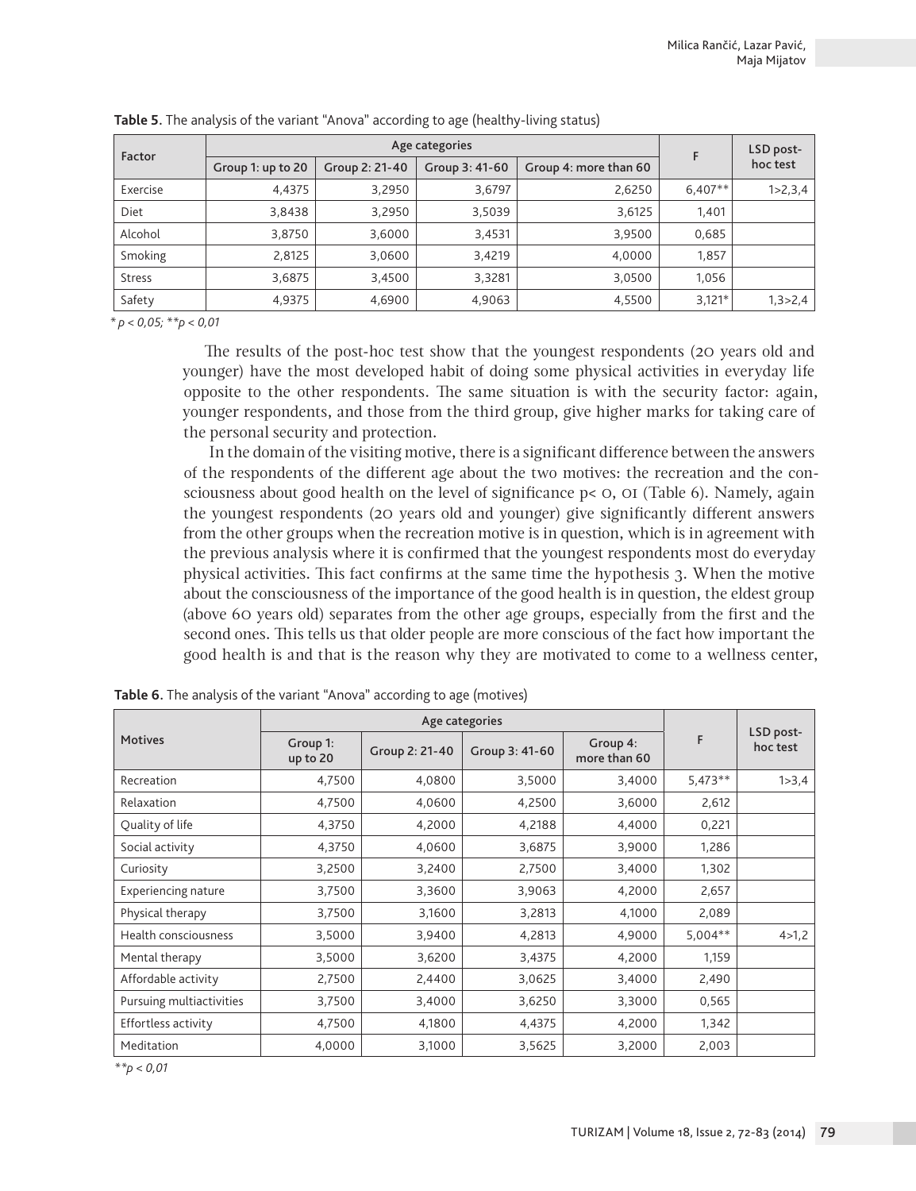**Table 5**. The analysis of the variant "Anova" according to age (healthy-living status)

| Factor | Age categories | | | | F | LSD post-hoc test |
|---|---|---|---|---|---|---|
| | Group 1: up to 20 | Group 2: 21-40 | Group 3: 41-60 | Group 4: more than 60 | | |
| Exercise | 4,4375 | 3,2950 | 3,6797 | 2,6250 | 6,407** | 1>2,3,4 |
| Diet | 3,8438 | 3,2950 | 3,5039 | 3,6125 | 1,401 | |
| Alcohol | 3,8750 | 3,6000 | 3,4531 | 3,9500 | 0,685 | |
| Smoking | 2,8125 | 3,0600 | 3,4219 | 4,0000 | 1,857 | |
| Stress | 3,6875 | 3,4500 | 3,3281 | 3,0500 | 1,056 | |
| Safety | 4,9375 | 4,6900 | 4,9063 | 4,5500 | 3,121* | 1,3>2,4 |

*$* p < 0,05$; $** p < 0,01$*

The results of the post-hoc test show that the youngest respondents (20 years old and younger) have the most developed habit of doing some physical activities in everyday life opposite to the other respondents. The same situation is with the security factor: again, younger respondents, and those from the third group, give higher marks for taking care of the personal security and protection.

In the domain of the visiting motive, there is a significant difference between the answers of the respondents of the different age about the two motives: the recreation and the consciousness about good health on the level of significance p< 0, 01 (Table 6). Namely, again the youngest respondents (20 years old and younger) give significantly different answers from the other groups when the recreation motive is in question, which is in agreement with the previous analysis where it is confirmed that the youngest respondents most do everyday physical activities. This fact confirms at the same time the hypothesis 3. When the motive about the consciousness of the importance of the good health is in question, the eldest group (above 60 years old) separates from the other age groups, especially from the first and the second ones. This tells us that older people are more conscious of the fact how important the good health is and that is the reason why they are motivated to come to a wellness center,

**Table 6**. The analysis of the variant "Anova" according to age (motives)

| Motives | Age categories | | | | F | LSD post-hoc test |
|---|---|---|---|---|---|---|
| | Group 1: up to 20 | Group 2: 21-40 | Group 3: 41-60 | Group 4: more than 60 | | |
| Recreation | 4,7500 | 4,0800 | 3,5000 | 3,4000 | 5,473** | 1>3,4 |
| Relaxation | 4,7500 | 4,0600 | 4,2500 | 3,6000 | 2,612 | |
| Quality of life | 4,3750 | 4,2000 | 4,2188 | 4,4000 | 0,221 | |
| Social activity | 4,3750 | 4,0600 | 3,6875 | 3,9000 | 1,286 | |
| Curiosity | 3,2500 | 3,2400 | 2,7500 | 3,4000 | 1,302 | |
| Experiencing nature | 3,7500 | 3,3600 | 3,9063 | 4,2000 | 2,657 | |
| Physical therapy | 3,7500 | 3,1600 | 3,2813 | 4,1000 | 2,089 | |
| Health consciousness | 3,5000 | 3,9400 | 4,2813 | 4,9000 | 5,004** | 4>1,2 |
| Mental therapy | 3,5000 | 3,6200 | 3,4375 | 4,2000 | 1,159 | |
| Affordable activity | 2,7500 | 2,4400 | 3,0625 | 3,4000 | 2,490 | |
| Pursuing multiactivities | 3,7500 | 3,4000 | 3,6250 | 3,3000 | 0,565 | |
| Effortless activity | 4,7500 | 4,1800 | 4,4375 | 4,2000 | 1,342 | |
| Meditation | 4,0000 | 3,1000 | 3,5625 | 3,2000 | 2,003 | |

*$** p < 0,01$*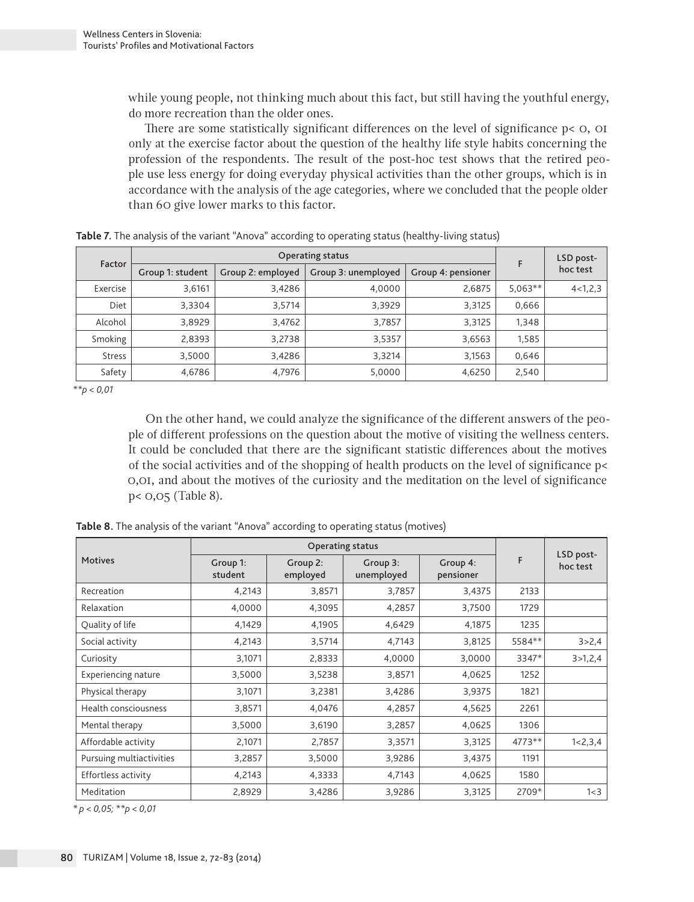while young people, not thinking much about this fact, but still having the youthful energy, do more recreation than the older ones.

There are some statistically significant differences on the level of significance $p < 0,01$ only at the exercise factor about the question of the healthy life style habits concerning the profession of the respondents. The result of the post-hoc test shows that the retired people use less energy for doing everyday physical activities than the other groups, which is in accordance with the analysis of the age categories, where we concluded that the people older than 60 give lower marks to this factor.

**Table 7**. The analysis of the variant "Anova" according to operating status (healthy-living status)

| Factor | Operating status | | | | F | LSD post-hoc test |
|---|---|---|---|---|---|---|
| | Group 1: student | Group 2: employed | Group 3: unemployed | Group 4: pensioner | | |
| Exercise | 3,6161 | 3,4286 | 4,0000 | 2,6875 | 5,063** | 4<1,2,3 |
| Diet | 3,3304 | 3,5714 | 3,3929 | 3,3125 | 0,666 | |
| Alcohol | 3,8929 | 3,4762 | 3,7857 | 3,3125 | 1,348 | |
| Smoking | 2,8393 | 3,2738 | 3,5357 | 3,6563 | 1,585 | |
| Stress | 3,5000 | 3,4286 | 3,3214 | 3,1563 | 0,646 | |
| Safety | 4,6786 | 4,7976 | 5,0000 | 4,6250 | 2,540 | |

*$^{**}p < 0,01$*

On the other hand, we could analyze the significance of the different answers of the people of different professions on the question about the motive of visiting the wellness centers. It could be concluded that there are the significant statistic differences about the motives of the social activities and of the shopping of health products on the level of significance $p < 0,01$, and about the motives of the curiosity and the meditation on the level of significance $p < 0,05$ (Table 8).

**Table 8**. The analysis of the variant "Anova" according to operating status (motives)

| Motives | Operating status | | | | F | LSD post-hoc test |
|---|---|---|---|---|---|---|
| | Group 1: student | Group 2: employed | Group 3: unemployed | Group 4: pensioner | | |
| Recreation | 4,2143 | 3,8571 | 3,7857 | 3,4375 | 2133 | |
| Relaxation | 4,0000 | 4,3095 | 4,2857 | 3,7500 | 1729 | |
| Quality of life | 4,1429 | 4,1905 | 4,6429 | 4,1875 | 1235 | |
| Social activity | 4,2143 | 3,5714 | 4,7143 | 3,8125 | 5584** | 3>2,4 |
| Curiosity | 3,1071 | 2,8333 | 4,0000 | 3,0000 | 3347* | 3>1,2,4 |
| Experiencing nature | 3,5000 | 3,5238 | 3,8571 | 4,0625 | 1252 | |
| Physical therapy | 3,1071 | 3,2381 | 3,4286 | 3,9375 | 1821 | |
| Health consciousness | 3,8571 | 4,0476 | 4,2857 | 4,5625 | 2261 | |
| Mental therapy | 3,5000 | 3,6190 | 3,2857 | 4,0625 | 1306 | |
| Affordable activity | 2,1071 | 2,7857 | 3,3571 | 3,3125 | 4773** | 1<2,3,4 |
| Pursuing multiactivities | 3,2857 | 3,5000 | 3,9286 | 3,4375 | 1191 | |
| Effortless activity | 4,2143 | 4,3333 | 4,7143 | 4,0625 | 1580 | |
| Meditation | 2,8929 | 3,4286 | 3,9286 | 3,3125 | 2709* | 1<3 |

*$^{*}p < 0,05$; $^{**}p < 0,01$*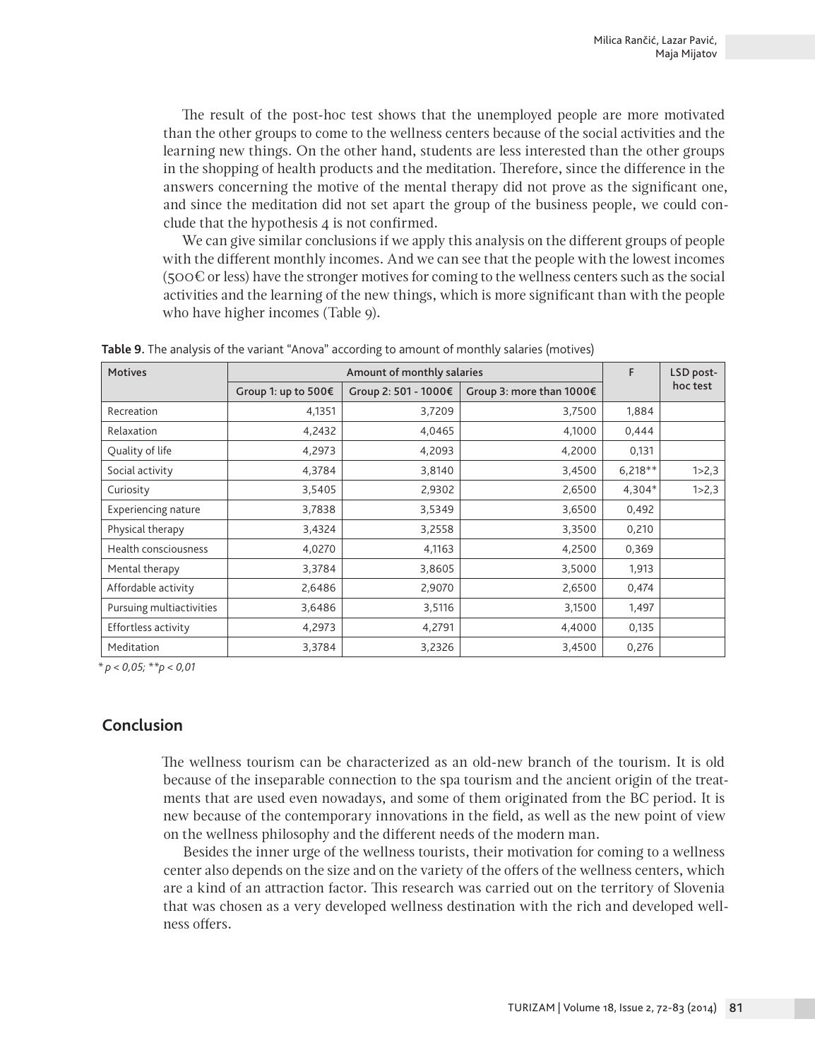The result of the post-hoc test shows that the unemployed people are more motivated than the other groups to come to the wellness centers because of the social activities and the learning new things. On the other hand, students are less interested than the other groups in the shopping of health products and the meditation. Therefore, since the difference in the answers concerning the motive of the mental therapy did not prove as the significant one, and since the meditation did not set apart the group of the business people, we could conclude that the hypothesis 4 is not confirmed.

We can give similar conclusions if we apply this analysis on the different groups of people with the different monthly incomes. And we can see that the people with the lowest incomes (500€ or less) have the stronger motives for coming to the wellness centers such as the social activities and the learning of the new things, which is more significant than with the people who have higher incomes (Table 9).

**Table 9**. The analysis of the variant "Anova" according to amount of monthly salaries (motives)

| Motives | Amount of monthly salaries | | | F | LSD post-hoc test |
|---|---|---|---|---|---|
| | Group 1: up to 500€ | Group 2: 501 - 1000€ | Group 3: more than 1000€ | | |
| Recreation | 4,1351 | 3,7209 | 3,7500 | 1,884 | |
| Relaxation | 4,2432 | 4,0465 | 4,1000 | 0,444 | |
| Quality of life | 4,2973 | 4,2093 | 4,2000 | 0,131 | |
| Social activity | 4,3784 | 3,8140 | 3,4500 | 6,218** | 1>2,3 |
| Curiosity | 3,5405 | 2,9302 | 2,6500 | 4,304* | 1>2,3 |
| Experiencing nature | 3,7838 | 3,5349 | 3,6500 | 0,492 | |
| Physical therapy | 3,4324 | 3,2558 | 3,3500 | 0,210 | |
| Health consciousness | 4,0270 | 4,1163 | 4,2500 | 0,369 | |
| Mental therapy | 3,3784 | 3,8605 | 3,5000 | 1,913 | |
| Affordable activity | 2,6486 | 2,9070 | 2,6500 | 0,474 | |
| Pursuing multiactivities | 3,6486 | 3,5116 | 3,1500 | 1,497 | |
| Effortless activity | 4,2973 | 4,2791 | 4,4000 | 0,135 | |
| Meditation | 3,3784 | 3,2326 | 3,4500 | 0,276 | |

*\* p < 0,05; \*\*p < 0,01*

## Conclusion

The wellness tourism can be characterized as an old-new branch of the tourism. It is old because of the inseparable connection to the spa tourism and the ancient origin of the treatments that are used even nowadays, and some of them originated from the BC period. It is new because of the contemporary innovations in the field, as well as the new point of view on the wellness philosophy and the different needs of the modern man.

Besides the inner urge of the wellness tourists, their motivation for coming to a wellness center also depends on the size and on the variety of the offers of the wellness centers, which are a kind of an attraction factor. This research was carried out on the territory of Slovenia that was chosen as a very developed wellness destination with the rich and developed wellness offers.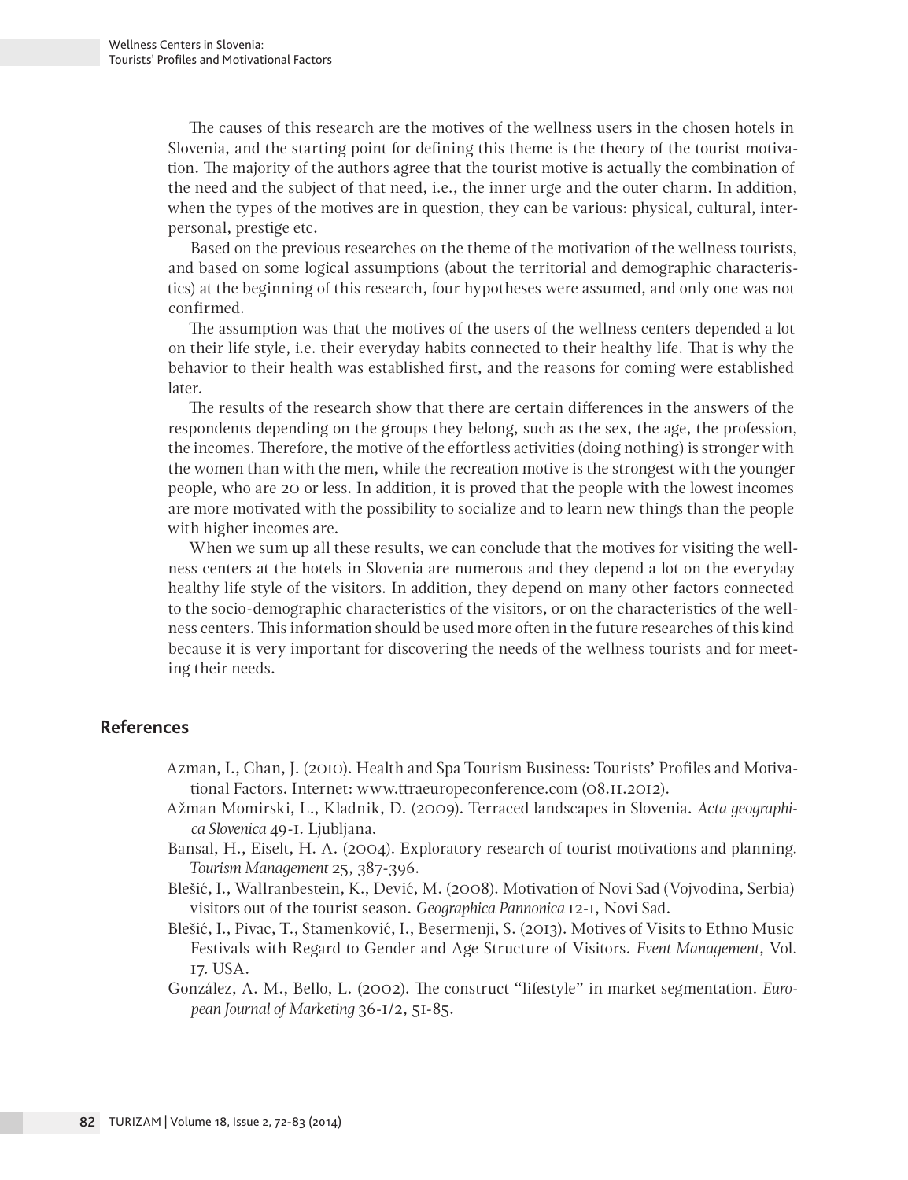The causes of this research are the motives of the wellness users in the chosen hotels in Slovenia, and the starting point for defining this theme is the theory of the tourist motivation. The majority of the authors agree that the tourist motive is actually the combination of the need and the subject of that need, i.e., the inner urge and the outer charm. In addition, when the types of the motives are in question, they can be various: physical, cultural, interpersonal, prestige etc.

Based on the previous researches on the theme of the motivation of the wellness tourists, and based on some logical assumptions (about the territorial and demographic characteristics) at the beginning of this research, four hypotheses were assumed, and only one was not confirmed.

The assumption was that the motives of the users of the wellness centers depended a lot on their life style, i.e. their everyday habits connected to their healthy life. That is why the behavior to their health was established first, and the reasons for coming were established later.

The results of the research show that there are certain differences in the answers of the respondents depending on the groups they belong, such as the sex, the age, the profession, the incomes. Therefore, the motive of the effortless activities (doing nothing) is stronger with the women than with the men, while the recreation motive is the strongest with the younger people, who are 20 or less. In addition, it is proved that the people with the lowest incomes are more motivated with the possibility to socialize and to learn new things than the people with higher incomes are.

When we sum up all these results, we can conclude that the motives for visiting the wellness centers at the hotels in Slovenia are numerous and they depend a lot on the everyday healthy life style of the visitors. In addition, they depend on many other factors connected to the socio-demographic characteristics of the visitors, or on the characteristics of the wellness centers. This information should be used more often in the future researches of this kind because it is very important for discovering the needs of the wellness tourists and for meeting their needs.

## References

Azman, I., Chan, J. (2010). Health and Spa Tourism Business: Tourists' Profiles and Motivational Factors. Internet: www.ttraeuropeconference.com (08.11.2012).

Ažman Momirski, L., Kladnik, D. (2009). Terraced landscapes in Slovenia. *Acta geographica Slovenica* 49-1. Ljubljana.

Bansal, H., Eiselt, H. A. (2004). Exploratory research of tourist motivations and planning. *Tourism Management* 25, 387-396.

Blešić, I., Wallranbestein, K., Dević, M. (2008). Motivation of Novi Sad (Vojvodina, Serbia) visitors out of the tourist season. *Geographica Pannonica* 12-1, Novi Sad.

Blešić, I., Pivac, T., Stamenković, I., Besermenji, S. (2013). Motives of Visits to Ethno Music Festivals with Regard to Gender and Age Structure of Visitors. *Event Management*, Vol. 17. USA.

González, A. M., Bello, L. (2002). The construct "lifestyle" in market segmentation. *European Journal of Marketing* 36-1/2, 51-85.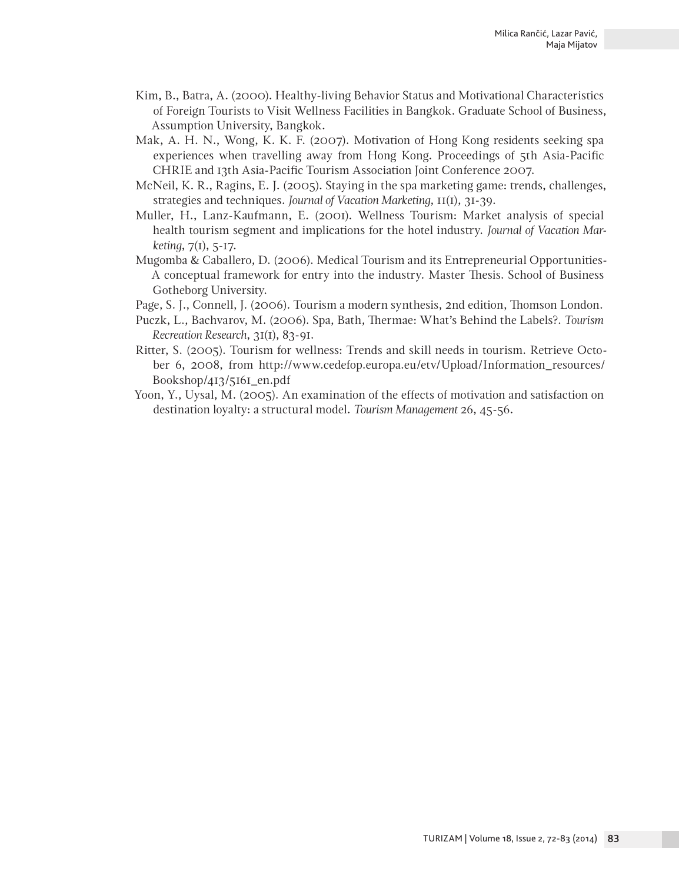Kim, B., Batra, A. (2000). Healthy-living Behavior Status and Motivational Characteristics of Foreign Tourists to Visit Wellness Facilities in Bangkok. Graduate School of Business, Assumption University, Bangkok.

Mak, A. H. N., Wong, K. K. F. (2007). Motivation of Hong Kong residents seeking spa experiences when travelling away from Hong Kong. Proceedings of 5th Asia-Pacific CHRIE and 13th Asia-Pacific Tourism Association Joint Conference 2007.

McNeil, K. R., Ragins, E. J. (2005). Staying in the spa marketing game: trends, challenges, strategies and techniques. *Journal of Vacation Marketing*, 11(1), 31-39.

Muller, H., Lanz-Kaufmann, E. (2001). Wellness Tourism: Market analysis of special health tourism segment and implications for the hotel industry. *Journal of Vacation Marketing*, 7(1), 5-17.

Mugomba & Caballero, D. (2006). Medical Tourism and its Entrepreneurial Opportunities- A conceptual framework for entry into the industry. Master Thesis. School of Business Gotheborg University.

Page, S. J., Connell, J. (2006). Tourism a modern synthesis, 2nd edition, Thomson London.

Puczk, L., Bachvarov, M. (2006). Spa, Bath, Thermae: What's Behind the Labels?. *Tourism Recreation Research*, 31(1), 83-91.

Ritter, S. (2005). Tourism for wellness: Trends and skill needs in tourism. Retrieve October 6, 2008, from http://www.cedefop.europa.eu/etv/Upload/Information_resources/Bookshop/413/5161_en.pdf

Yoon, Y., Uysal, M. (2005). An examination of the effects of motivation and satisfaction on destination loyalty: a structural model. *Tourism Management* 26, 45-56.